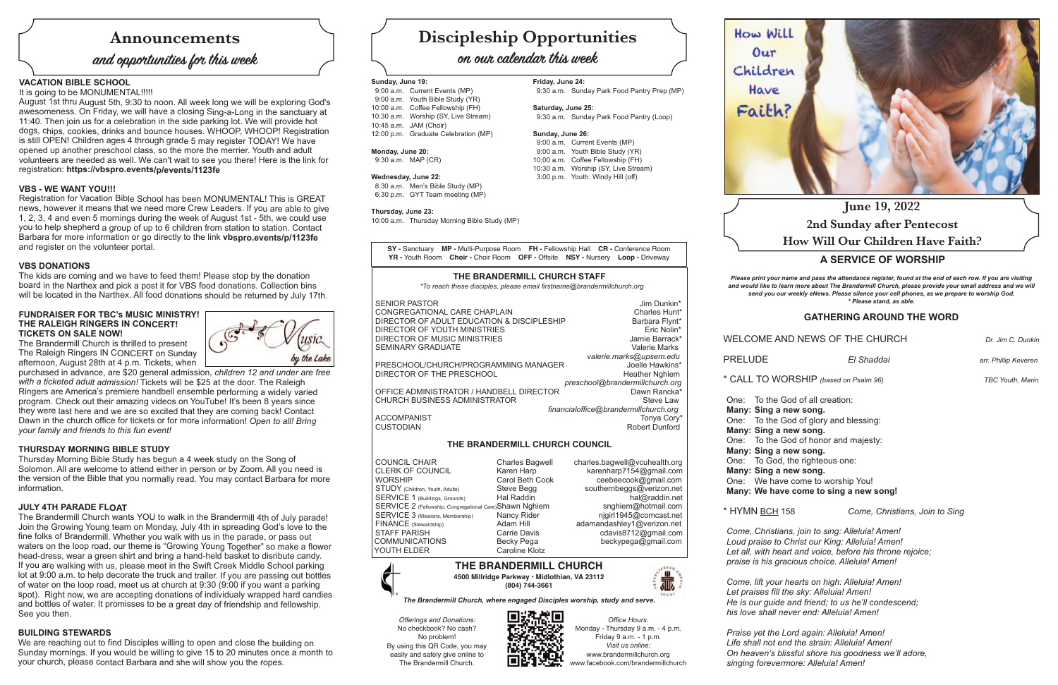# Announcements

## *and opportunities for this week*

### VACATION BIBLE SCHOOL

It is going to be MONUMENTAL!!!!!

August 1st thru August 5th, 9:30 to noon. All week long we will be exploring God's awesomeness. On Friday, we will have a closing Sing-a-Long in the sanctuary at 11:40. Then join us for a celebration in the side parking lot. We will provide hot dogs, chips, cookies, drinks and bounce houses. WHOOP, WHOOP! Registration is still OPEN! Children ages 4 through grade 5 may register TODAY! We have opened up another preschool class, so the more the merrier. Youth and adult volunteers are needed as well. We can't wait to see you there! Here is the link for registration: **https://vbspro.events/p/events/1123fe**

### VBS - WE WANT YOU!!!

Registration for Vacation Bible School has been MONUMENTAL! This is GREAT news, however it means that we need more Crew Leaders. If you are able to give 1, 2, 3, 4 and even 5 mornings during the week of August 1st - 5th, we could use you to help shepherd a group of up to 6 children from station to station. Contact Barbara for more information or go directly to the link **vbspro.events/p/1123fe** and register on the volunteer portal.

### VBS DONATIONS

The kids are coming and we have to feed them! Please stop by the donation board in the Narthex and pick a post it for VBS food donations. Collection bins will be located in the Narthex. All food donations should be returned by July 17th.

### FUNDRAISER FOR TBC's MUSIC MINISTRY! THE RALEIGH RINGERS IN CONCERT! TICKETS ON SALE NOW!

The Brandermill Church is thrilled to present The Raleigh Ringers IN CONCERT on Sunday afternoon, August 28th at 4 p.m. Tickets, when purchased in advance, are $20 general admission, *children 12 and under are free with a ticketed adult admission!* Tickets will be $25 at the door. The Raleigh Ringers are America's premiere handbell ensemble performing a widely varied program. Check out their amazing videos on YouTube! It's been 8 years since they were last here and we are so excited that they are coming back! Contact Dawn in the church office for tickets or for more information! *Open to all! Bring your family and friends to this fun event!*

### THURSDAY MORNING BIBLE STUDY

Thursday Morning Bible Study has begun a 4 week study on the Song of Solomon. All are welcome to attend either in person or by Zoom. All you need is the version of the Bible that you normally read. You may contact Barbara for more information.

### JULY 4TH PARADE FLOAT

The Brandermill Church wants YOU to walk in the Brandermill 4th of July parade! Join the Growing Young team on Monday, July 4th in spreading God's love to the fine folks of Brandermill. Whether you walk with us in the parade, or pass out waters on the loop road, our theme is "Growing Young Together" so make a flower head-dress, wear a green shirt and bring a hand-held basket to disribute candy. If you are walking with us, please meet in the Swift Creek Middle School parking lot at 9:00 a.m. to help decorate the truck and trailer. If you are passing out bottles of water on the loop road, meet us at church at 9:30 (9:00 if you want a parking spot). Right now, we are accepting donations of individualy wrapped hard candies and bottles of water. It promises to be a great day of friendship and fellowship. See you then.

### BUILDING STEWARDS

We are reaching out to find Disciples willing to open and close the building on Sunday mornings. If you would be willing to give 15 to 20 minutes once a month to your church, please contact Barbara and she will show you the ropes.

# Discipleship Opportunities

## *on our calendar this week*

**Sunday, June 19:**
9:00 a.m. Current Events (MP)
9:00 a.m. Youth Bible Study (YR)
10:00 a.m. Coffee Fellowship (FH)
10:30 a.m. Worship (SY, Live Stream)
10:45 a.m. JAM (Choir)
12:00 p.m. Graduate Celebration (MP)

**Monday, June 20:**
9:30 a.m. MAP (CR)

**Wednesday, June 22:**
8:30 a.m. Men's Bible Study (MP)
6:30 p.m. GYT Team meeting (MP)

**Thursday, June 23:**
10:00 a.m. Thursday Morning Bible Study (MP)

**Friday, June 24:**
9:30 a.m. Sunday Park Food Pantry Prep (MP)

**Saturday, June 25:**
9:30 a.m. Sunday Park Food Pantry (Loop)

**Sunday, June 26:**
9:00 a.m. Current Events (MP)
9:00 a.m. Youth Bible Study (YR)
10:00 a.m. Coffee Fellowship (FH)
10:30 a.m. Worship (SY, Live Stream)
3:00 p.m. Youth: Windy Hill (off)

**SY -** Sanctuary **MP -** Multi-Purpose Room **FH -** Fellowship Hall **CR -** Conference Room **YR -** Youth Room **Choir -** Choir Room **OFF -** Offsite **NSY -** Nursery **Loop -** Driveway

### THE BRANDERMILL CHURCH STAFF

*\*To reach these disciples, please email firstname@brandermillchurch.org*

| | |
|---|---|
| SENIOR PASTOR | Jim Dunkin* |
| CONGREGATIONAL CARE CHAPLAIN | Charles Hunt* |
| DIRECTOR OF ADULT EDUCATION & DISCIPLESHIP | Barbara Flynt* |
| DIRECTOR OF YOUTH MINISTRIES | Eric Nolin* |
| DIRECTOR OF MUSIC MINISTRIES | Jamie Barrack* |
| SEMINARY GRADUATE | Valerie Marks, valerie.marks@upsem.edu |
| PRESCHOOL/CHURCH/PROGRAMMING MANAGER | Joelle Hawkins* |
| DIRECTOR OF THE PRESCHOOL | Heather Nghiem, preschool@brandermillchurch.org |
| OFFICE ADMINISTRATOR / HANDBELL DIRECTOR | Dawn Rancka* |
| CHURCH BUSINESS ADMINISTRATOR | Steve Law, financialoffice@brandermillchurch.org |
| ACCOMPANIST | Tonya Cory* |
| CUSTODIAN | Robert Dunford |

### THE BRANDERMILL CHURCH COUNCIL

| | | |
|---|---|---|
| COUNCIL CHAIR | Charles Bagwell | charles.bagwell@vcuhealth.org |
| CLERK OF COUNCIL | Karen Harp | karenharp7154@gmail.com |
| WORSHIP | Carol Beth Cook | ceebeecook@gmail.com |
| STUDY (Children, Youth, Adults) | Steve Begg | southernbeggs@verizon.net |
| SERVICE 1 (Buildings, Grounds) | Hal Raddin | hal@raddin.net |
| SERVICE 2 (Fellowship, Congregational Care) | Shawn Nghiem | snghiem@hotmail.com |
| SERVICE 3 (Missions, Membership) | Nancy Rider | njgirl1945@comcast.net |
| FINANCE (Stewardship) | Adam Hill | adamandashley1@verizon.net |
| STAFF PARISH | Carrie Davis | cdavis8712@gmail.com |
| COMMUNICATIONS | Becky Pega | beckypega@gmail.com |
| YOUTH ELDER | Caroline Klotz | |

### THE BRANDERMILL CHURCH

**4500 Millridge Parkway • Midlothian, VA 23112**
**(804) 744-3661**

***The Brandermill Church, where engaged Disciples worship, study and serve.***

*Offerings and Donations:* No checkbook? No cash? No problem! By using this QR Code, you may easily and safely give online to The Brandermill Church.

*Office Hours:* Monday - Thursday 9 a.m. - 4 p.m. Friday 9 a.m. - 1 p.m. *Visit us online:* www.brandermillchurch.org www.facebook.com/brandermillchurch

How Will Our Children Have Faith?

# June 19, 2022
## 2nd Sunday after Pentecost
## How Will Our Children Have Faith?

### A SERVICE OF WORSHIP

***Please print your name and pass the attendance register, found at the end of each row. If you are visiting and would like to learn more about The Brandermill Church, please provide your email address and we will send you our weekly eNews. Please silence your cell phones, as we prepare to worship God. \* Please stand, as able.***

### GATHERING AROUND THE WORD

WELCOME AND NEWS OF THE CHURCH — *Dr. Jim C. Dunkin*

PRELUDE — *El Shaddai* — *arr. Phillip Keveren*

\* CALL TO WORSHIP *(based on Psalm 96)* — *TBC Youth, Marin*

One: To the God of all creation:
**Many: Sing a new song.**
One: To the God of glory and blessing:
**Many: Sing a new song.**
One: To the God of honor and majesty:
**Many: Sing a new song.**
One: To God, the righteous one:
**Many: Sing a new song.**
One: We have come to worship You!
**Many: We have come to sing a new song!**

\* HYMN BCH 158 — *Come, Christians, Join to Sing*

*Come, Christians, join to sing: Alleluia! Amen!*
*Loud praise to Christ our King: Alleluia! Amen!*
*Let all, with heart and voice, before his throne rejoice;*
*praise is his gracious choice. Alleluia! Amen!*

*Come, lift your hearts on high: Alleluia! Amen!*
*Let praises fill the sky: Alleluia! Amen!*
*He is our guide and friend; to us he'll condescend;*
*his love shall never end: Alleluia! Amen!*

*Praise yet the Lord again: Alleluia! Amen!*
*Life shall not end the strain: Alleluia! Amen!*
*On heaven's blissful shore his goodness we'll adore,*
*singing forevermore: Alleluia! Amen!*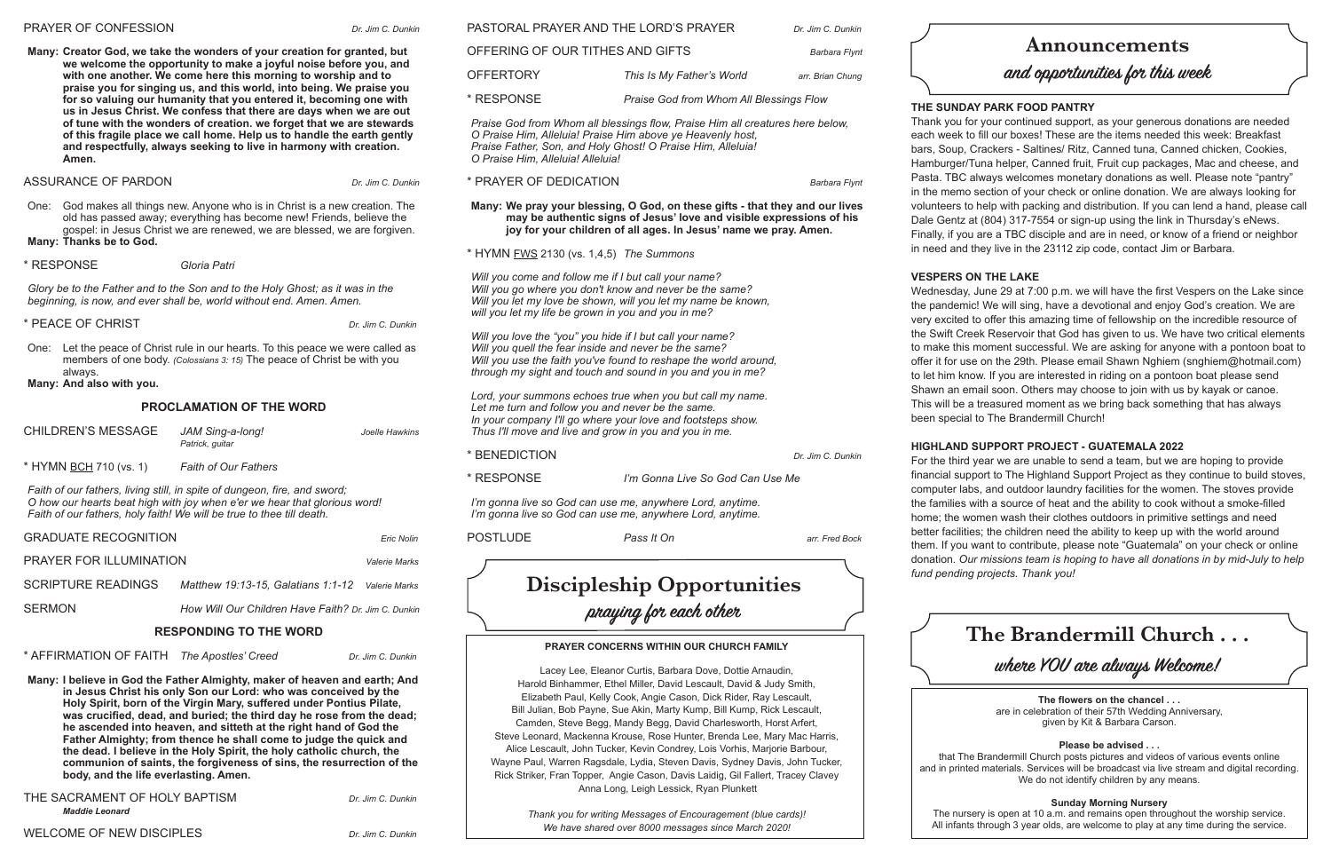PRAYER OF CONFESSION *Dr. Jim C. Dunkin*

**Many: Creator God, we take the wonders of your creation for granted, but we welcome the opportunity to make a joyful noise before you, and with one another. We come here this morning to worship and to praise you for singing us, and this world, into being. We praise you for so valuing our humanity that you entered it, becoming one with us in Jesus Christ. We confess that there are days when we are out of tune with the wonders of creation. we forget that we are stewards of this fragile place we call home. Help us to handle the earth gently and respectfully, always seeking to live in harmony with creation. Amen.**

ASSURANCE OF PARDON *Dr. Jim C. Dunkin*

One: God makes all things new. Anyone who is in Christ is a new creation. The old has passed away; everything has become new! Friends, believe the gospel: in Jesus Christ we are renewed, we are blessed, we are forgiven.
**Many: Thanks be to God.**

\* RESPONSE *Gloria Patri*

*Glory be to the Father and to the Son and to the Holy Ghost; as it was in the beginning, is now, and ever shall be, world without end. Amen. Amen.*

\* PEACE OF CHRIST *Dr. Jim C. Dunkin*

One: Let the peace of Christ rule in our hearts. To this peace we were called as members of one body. *(Colossians 3: 15)* The peace of Christ be with you always.
**Many: And also with you.**

## PROCLAMATION OF THE WORD

CHILDREN'S MESSAGE *JAM Sing-a-long!* *Patrick, guitar* *Joelle Hawkins*

\* HYMN BCH 710 (vs. 1) *Faith of Our Fathers*

*Faith of our fathers, living still, in spite of dungeon, fire, and sword;*
*O how our hearts beat high with joy when e'er we hear that glorious word!*
*Faith of our fathers, holy faith! We will be true to thee till death.*

GRADUATE RECOGNITION *Eric Nolin*

PRAYER FOR ILLUMINATION *Valerie Marks*

SCRIPTURE READINGS *Matthew 19:13-15, Galatians 1:1-12* *Valerie Marks*

SERMON *How Will Our Children Have Faith?* *Dr. Jim C. Dunkin*

## RESPONDING TO THE WORD

\* AFFIRMATION OF FAITH *The Apostles' Creed* *Dr. Jim C. Dunkin*

**Many: I believe in God the Father Almighty, maker of heaven and earth; And in Jesus Christ his only Son our Lord: who was conceived by the Holy Spirit, born of the Virgin Mary, suffered under Pontius Pilate, was crucified, dead, and buried; the third day he rose from the dead; he ascended into heaven, and sitteth at the right hand of God the Father Almighty; from thence he shall come to judge the quick and the dead. I believe in the Holy Spirit, the holy catholic church, the communion of saints, the forgiveness of sins, the resurrection of the body, and the life everlasting. Amen.**

THE SACRAMENT OF HOLY BAPTISM *Dr. Jim C. Dunkin*
***Maddie Leonard***

WELCOME OF NEW DISCIPLES *Dr. Jim C. Dunkin*

PASTORAL PRAYER AND THE LORD'S PRAYER *Dr. Jim C. Dunkin*

OFFERING OF OUR TITHES AND GIFTS *Barbara Flynt*

OFFERTORY *This Is My Father's World* *arr. Brian Chung*

\* RESPONSE *Praise God from Whom All Blessings Flow*

*Praise God from Whom all blessings flow, Praise Him all creatures here below,*
*O Praise Him, Alleluia! Praise Him above ye Heavenly host,*
*Praise Father, Son, and Holy Ghost! O Praise Him, Alleluia!*
*O Praise Him, Alleluia! Alleluia!*

\* PRAYER OF DEDICATION *Barbara Flynt*

**Many: We pray your blessing, O God, on these gifts - that they and our lives may be authentic signs of Jesus' love and visible expressions of his joy for your children of all ages. In Jesus' name we pray. Amen.**

\* HYMN FWS 2130 (vs. 1,4,5) *The Summons*

*Will you come and follow me if I but call your name?*
*Will you go where you don't know and never be the same?*
*Will you let my love be shown, will you let my name be known,*
*will you let my life be grown in you and you in me?*

*Will you love the "you" you hide if I but call your name?*
*Will you quell the fear inside and never be the same?*
*Will you use the faith you've found to reshape the world around,*
*through my sight and touch and sound in you and you in me?*

*Lord, your summons echoes true when you but call my name.*
*Let me turn and follow you and never be the same.*
*In your company I'll go where your love and footsteps show.*
*Thus I'll move and live and grow in you and you in me.*

\* BENEDICTION *Dr. Jim C. Dunkin*

\* RESPONSE *I'm Gonna Live So God Can Use Me*

*I'm gonna live so God can use me, anywhere Lord, anytime.*
*I'm gonna live so God can use me, anywhere Lord, anytime.*

POSTLUDE *Pass It On* *arr. Fred Bock*

# Discipleship Opportunities
## praying for each other

### PRAYER CONCERNS WITHIN OUR CHURCH FAMILY

Lacey Lee, Eleanor Curtis, Barbara Dove, Dottie Arnaudin, Harold Binhammer, Ethel Miller, David Lescault, David & Judy Smith, Elizabeth Paul, Kelly Cook, Angie Cason, Dick Rider, Ray Lescault, Bill Julian, Bob Payne, Sue Akin, Marty Kump, Bill Kump, Rick Lescault, Camden, Steve Begg, Mandy Begg, David Charlesworth, Horst Arfert, Steve Leonard, Mackenna Krouse, Rose Hunter, Brenda Lee, Mary Mac Harris, Alice Lescault, John Tucker, Kevin Condrey, Lois Vorhis, Marjorie Barbour, Wayne Paul, Warren Ragsdale, Lydia, Steven Davis, Sydney Davis, John Tucker, Rick Striker, Fran Topper, Angie Cason, Davis Laidig, Gil Fallert, Tracey Clavey Anna Long, Leigh Lessick, Ryan Plunkett

*Thank you for writing Messages of Encouragement (blue cards)!*
*We have shared over 8000 messages since March 2020!*

# Announcements
## and opportunities for this week

### THE SUNDAY PARK FOOD PANTRY

Thank you for your continued support, as your generous donations are needed each week to fill our boxes! These are the items needed this week: Breakfast bars, Soup, Crackers - Saltines/ Ritz, Canned tuna, Canned chicken, Cookies, Hamburger/Tuna helper, Canned fruit, Fruit cup packages, Mac and cheese, and Pasta. TBC always welcomes monetary donations as well. Please note "pantry" in the memo section of your check or online donation. We are always looking for volunteers to help with packing and distribution. If you can lend a hand, please call Dale Gentz at (804) 317-7554 or sign-up using the link in Thursday's eNews. Finally, if you are a TBC disciple and are in need, or know of a friend or neighbor in need and they live in the 23112 zip code, contact Jim or Barbara.

### VESPERS ON THE LAKE

Wednesday, June 29 at 7:00 p.m. we will have the first Vespers on the Lake since the pandemic! We will sing, have a devotional and enjoy God's creation. We are very excited to offer this amazing time of fellowship on the incredible resource of the Swift Creek Reservoir that God has given to us. We have two critical elements to make this moment successful. We are asking for anyone with a pontoon boat to offer it for use on the 29th. Please email Shawn Nghiem (snghiem@hotmail.com) to let him know. If you are interested in riding on a pontoon boat please send Shawn an email soon. Others may choose to join with us by kayak or canoe. This will be a treasured moment as we bring back something that has always been special to The Brandermill Church!

### HIGHLAND SUPPORT PROJECT - GUATEMALA 2022

For the third year we are unable to send a team, but we are hoping to provide financial support to The Highland Support Project as they continue to build stoves, computer labs, and outdoor laundry facilities for the women. The stoves provide the families with a source of heat and the ability to cook without a smoke-filled home; the women wash their clothes outdoors in primitive settings and need better facilities; the children need the ability to keep up with the world around them. If you want to contribute, please note "Guatemala" on your check or online donation. *Our missions team is hoping to have all donations in by mid-July to help fund pending projects. Thank you!*

# The Brandermill Church . . .
## where YOU are always Welcome!

**The flowers on the chancel . . .**
are in celebration of their 57th Wedding Anniversary, given by Kit & Barbara Carson.

**Please be advised . . .**
that The Brandermill Church posts pictures and videos of various events online and in printed materials. Services will be broadcast via live stream and digital recording. We do not identify children by any means.

**Sunday Morning Nursery**
The nursery is open at 10 a.m. and remains open throughout the worship service. All infants through 3 year olds, are welcome to play at any time during the service.